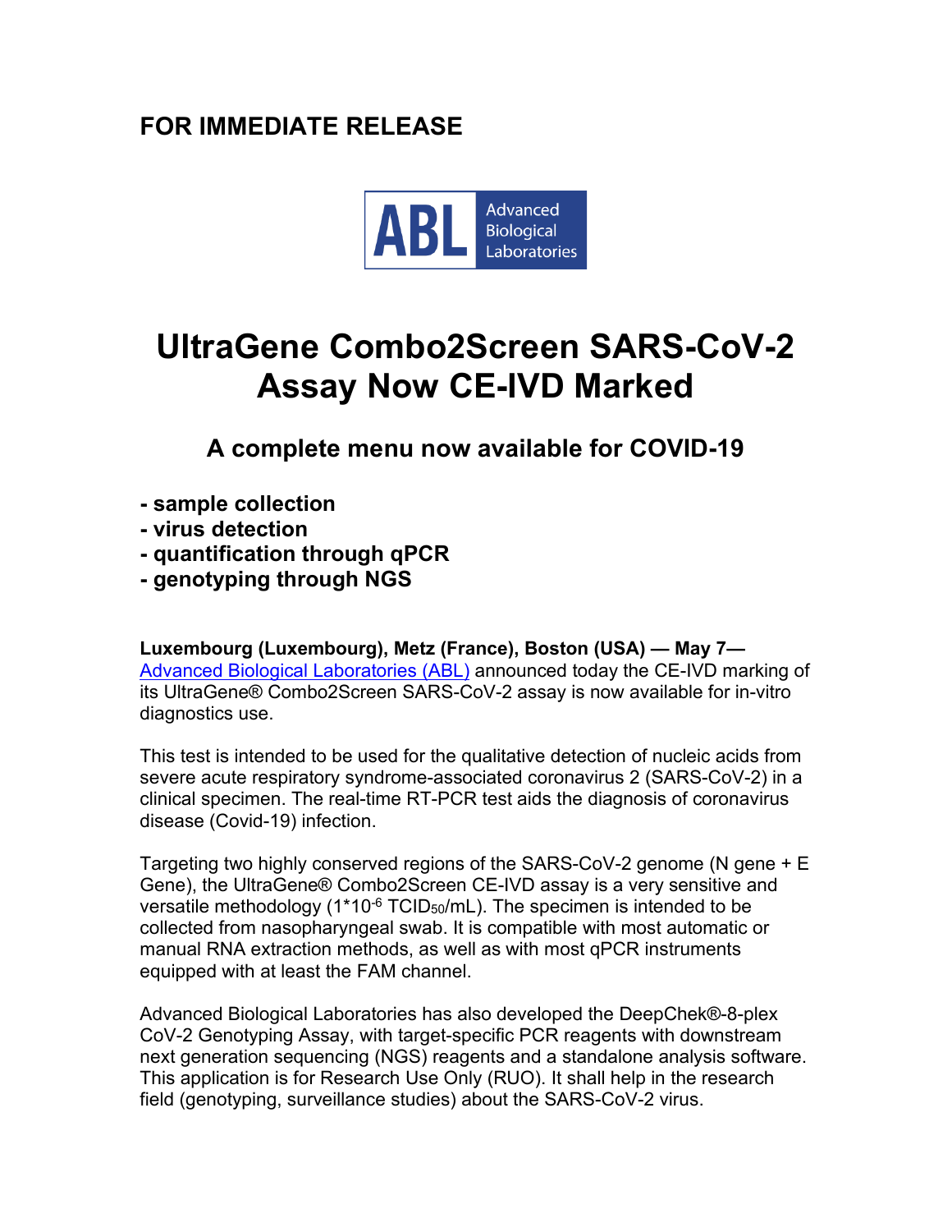**FOR IMMEDIATE RELEASE**

ABL Advanced Biological Laboratories

# UltraGene Combo2Screen SARS-CoV-2 Assay Now CE-IVD Marked

## A complete menu now available for COVID-19

- **sample collection**
- **virus detection**
- **quantification through qPCR**
- **genotyping through NGS**

**Luxembourg (Luxembourg), Metz (France), Boston (USA) — May 7—** [Advanced Biological Laboratories (ABL)] announced today the CE-IVD marking of its UltraGene® Combo2Screen SARS-CoV-2 assay is now available for in-vitro diagnostics use.

This test is intended to be used for the qualitative detection of nucleic acids from severe acute respiratory syndrome-associated coronavirus 2 (SARS-CoV-2) in a clinical specimen. The real-time RT-PCR test aids the diagnosis of coronavirus disease (Covid-19) infection.

Targeting two highly conserved regions of the SARS-CoV-2 genome (N gene + E Gene), the UltraGene® Combo2Screen CE-IVD assay is a very sensitive and versatile methodology ($1*10^{-6}$ $TCID_{50}$/mL). The specimen is intended to be collected from nasopharyngeal swab. It is compatible with most automatic or manual RNA extraction methods, as well as with most qPCR instruments equipped with at least the FAM channel.

Advanced Biological Laboratories has also developed the DeepChek®-8-plex CoV-2 Genotyping Assay, with target-specific PCR reagents with downstream next generation sequencing (NGS) reagents and a standalone analysis software. This application is for Research Use Only (RUO). It shall help in the research field (genotyping, surveillance studies) about the SARS-CoV-2 virus.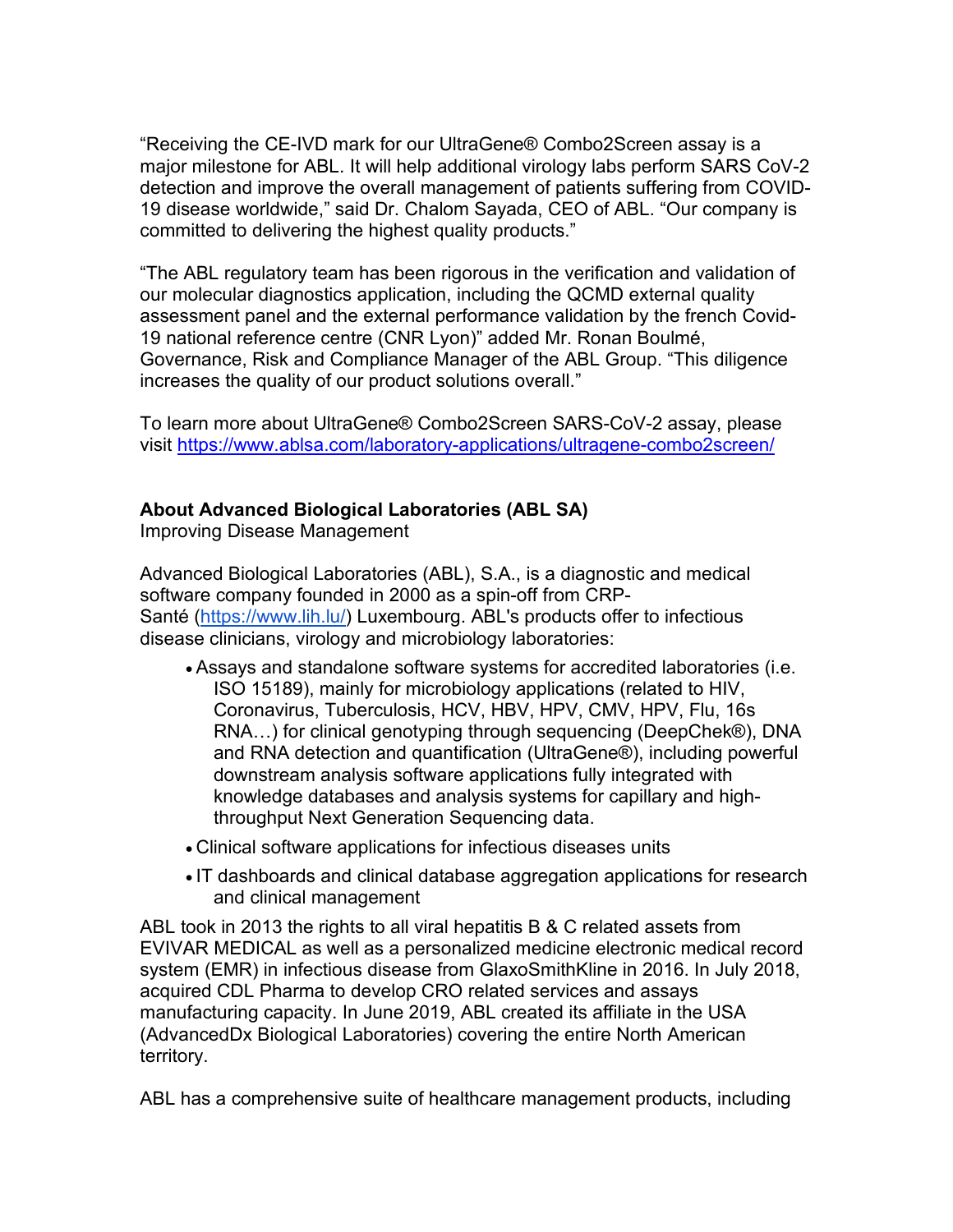“Receiving the CE-IVD mark for our UltraGene® Combo2Screen assay is a major milestone for ABL. It will help additional virology labs perform SARS CoV-2 detection and improve the overall management of patients suffering from COVID-19 disease worldwide,” said Dr. Chalom Sayada, CEO of ABL. “Our company is committed to delivering the highest quality products.”

“The ABL regulatory team has been rigorous in the verification and validation of our molecular diagnostics application, including the QCMD external quality assessment panel and the external performance validation by the french Covid-19 national reference centre (CNR Lyon)” added Mr. Ronan Boulmé, Governance, Risk and Compliance Manager of the ABL Group. “This diligence increases the quality of our product solutions overall.”

To learn more about UltraGene® Combo2Screen SARS-CoV-2 assay, please visit https://www.ablsa.com/laboratory-applications/ultragene-combo2screen/

**About Advanced Biological Laboratories (ABL SA)**
Improving Disease Management

Advanced Biological Laboratories (ABL), S.A., is a diagnostic and medical software company founded in 2000 as a spin-off from CRP-Santé (https://www.lih.lu/) Luxembourg. ABL's products offer to infectious disease clinicians, virology and microbiology laboratories:

- Assays and standalone software systems for accredited laboratories (i.e. ISO 15189), mainly for microbiology applications (related to HIV, Coronavirus, Tuberculosis, HCV, HBV, HPV, CMV, HPV, Flu, 16s RNA…) for clinical genotyping through sequencing (DeepChek®), DNA and RNA detection and quantification (UltraGene®), including powerful downstream analysis software applications fully integrated with knowledge databases and analysis systems for capillary and high-throughput Next Generation Sequencing data.
- Clinical software applications for infectious diseases units
- IT dashboards and clinical database aggregation applications for research and clinical management

ABL took in 2013 the rights to all viral hepatitis B & C related assets from EVIVAR MEDICAL as well as a personalized medicine electronic medical record system (EMR) in infectious disease from GlaxoSmithKline in 2016. In July 2018, acquired CDL Pharma to develop CRO related services and assays manufacturing capacity. In June 2019, ABL created its affiliate in the USA (AdvancedDx Biological Laboratories) covering the entire North American territory.

ABL has a comprehensive suite of healthcare management products, including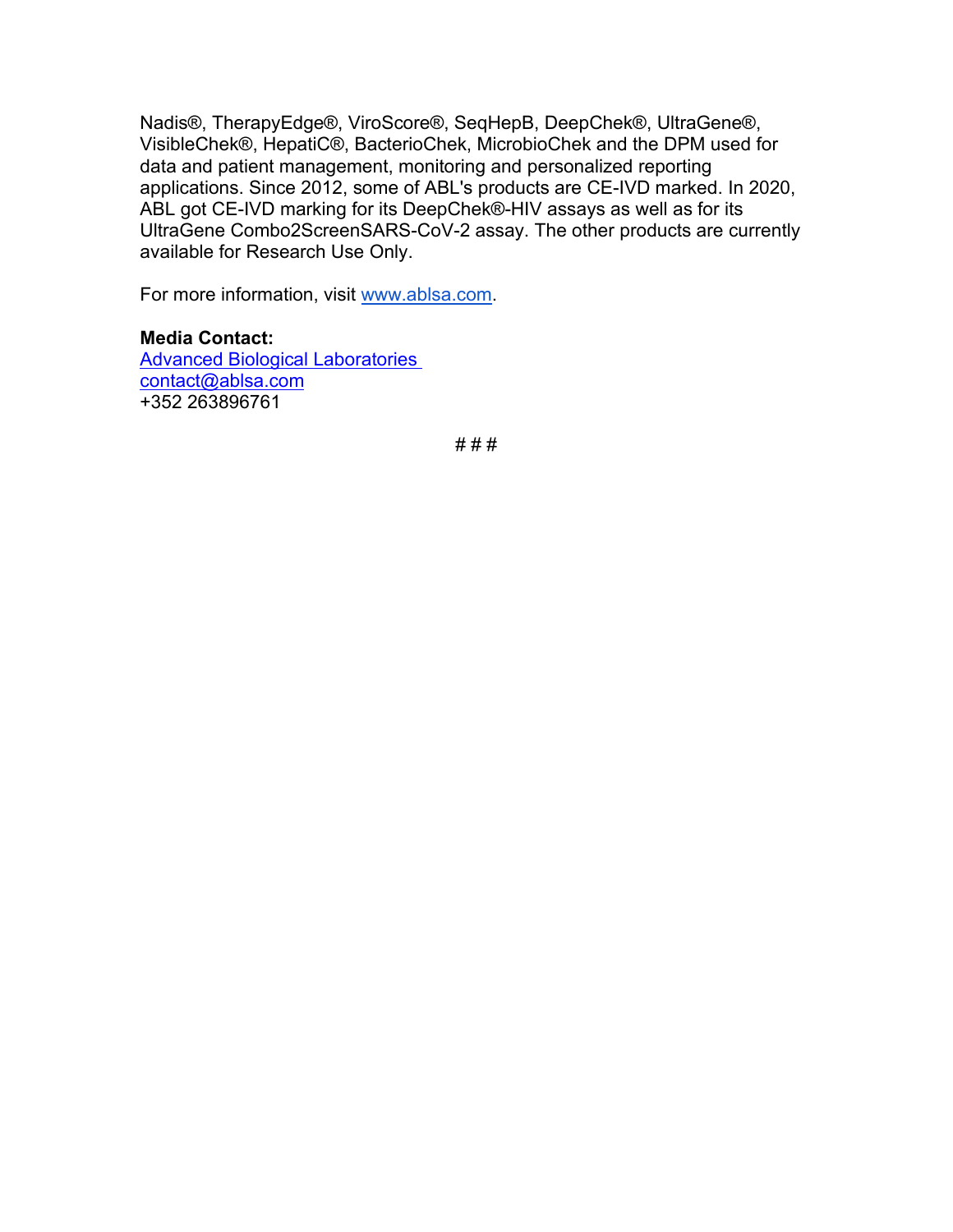Nadis®, TherapyEdge®, ViroScore®, SeqHepB, DeepChek®, UltraGene®, VisibleChek®, HepatiC®, BacterioChek, MicrobioChek and the DPM used for data and patient management, monitoring and personalized reporting applications. Since 2012, some of ABL's products are CE-IVD marked. In 2020, ABL got CE-IVD marking for its DeepChek®-HIV assays as well as for its UltraGene Combo2ScreenSARS-CoV-2 assay. The other products are currently available for Research Use Only.

For more information, visit www.ablsa.com.

**Media Contact:**
Advanced Biological Laboratories
contact@ablsa.com
+352 263896761

# # #